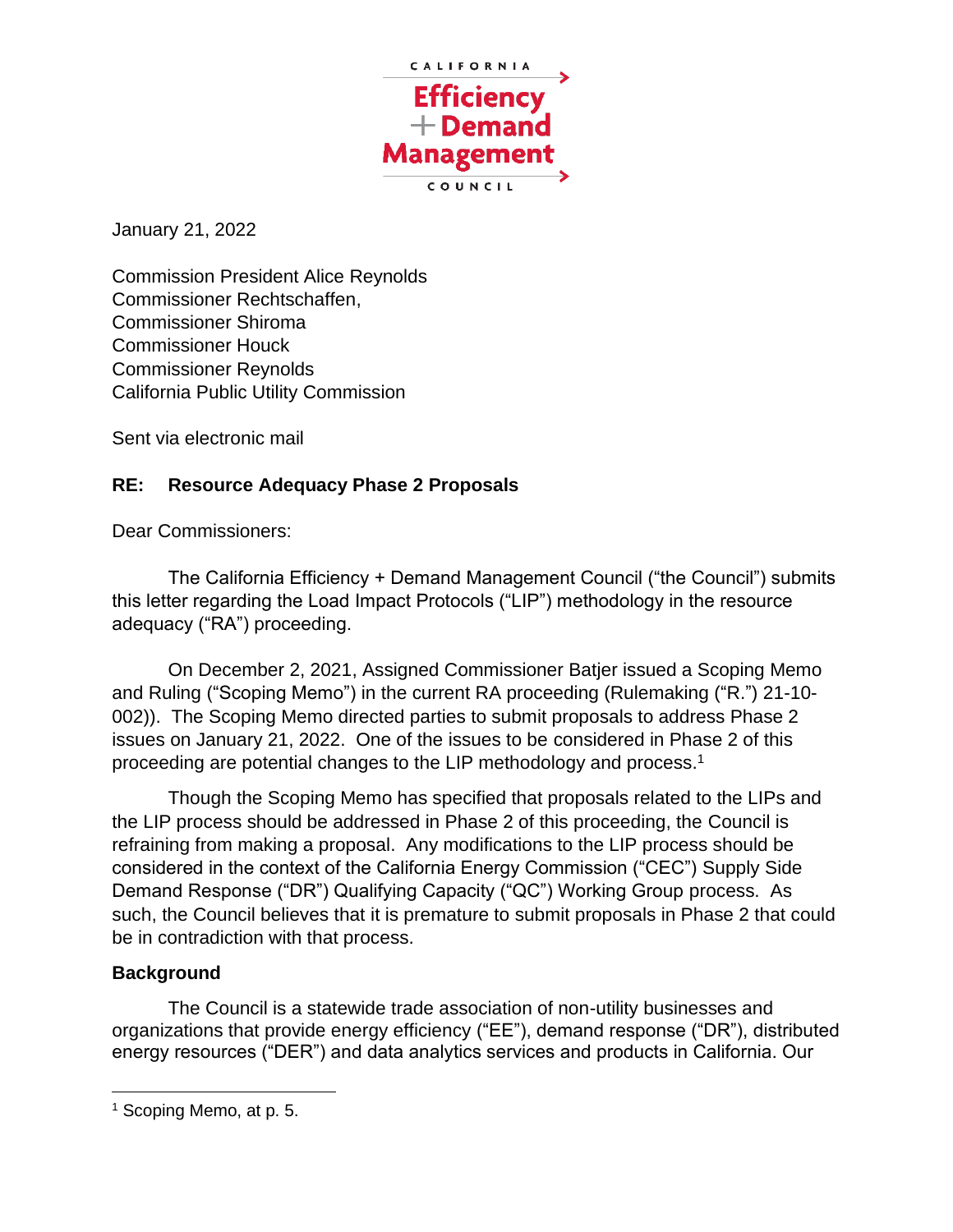CALIFORNIA

Efficiency + Demand Management

COUNCIL

January 21, 2022

Commission President Alice Reynolds
Commissioner Rechtschaffen,
Commissioner Shiroma
Commissioner Houck
Commissioner Reynolds
California Public Utility Commission

Sent via electronic mail

**RE: Resource Adequacy Phase 2 Proposals**

Dear Commissioners:

The California Efficiency + Demand Management Council ("the Council") submits this letter regarding the Load Impact Protocols ("LIP") methodology in the resource adequacy ("RA") proceeding.

On December 2, 2021, Assigned Commissioner Batjer issued a Scoping Memo and Ruling ("Scoping Memo") in the current RA proceeding (Rulemaking ("R.") 21-10-002)). The Scoping Memo directed parties to submit proposals to address Phase 2 issues on January 21, 2022. One of the issues to be considered in Phase 2 of this proceeding are potential changes to the LIP methodology and process.[1]

Though the Scoping Memo has specified that proposals related to the LIPs and the LIP process should be addressed in Phase 2 of this proceeding, the Council is refraining from making a proposal. Any modifications to the LIP process should be considered in the context of the California Energy Commission ("CEC") Supply Side Demand Response ("DR") Qualifying Capacity ("QC") Working Group process. As such, the Council believes that it is premature to submit proposals in Phase 2 that could be in contradiction with that process.

**Background**

The Council is a statewide trade association of non-utility businesses and organizations that provide energy efficiency ("EE"), demand response ("DR"), distributed energy resources ("DER") and data analytics services and products in California. Our

---

[1] Scoping Memo, at p. 5.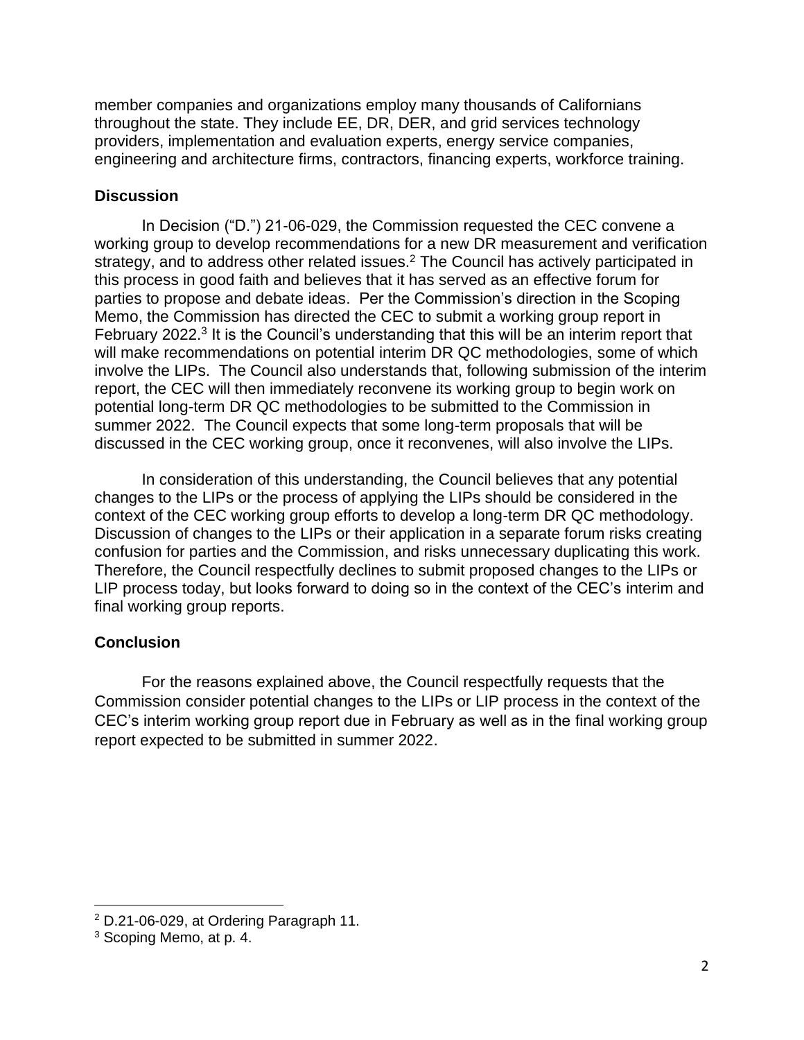member companies and organizations employ many thousands of Californians throughout the state. They include EE, DR, DER, and grid services technology providers, implementation and evaluation experts, energy service companies, engineering and architecture firms, contractors, financing experts, workforce training.

## Discussion

In Decision ("D.") 21-06-029, the Commission requested the CEC convene a working group to develop recommendations for a new DR measurement and verification strategy, and to address other related issues.[2] The Council has actively participated in this process in good faith and believes that it has served as an effective forum for parties to propose and debate ideas. Per the Commission's direction in the Scoping Memo, the Commission has directed the CEC to submit a working group report in February 2022.[3] It is the Council's understanding that this will be an interim report that will make recommendations on potential interim DR QC methodologies, some of which involve the LIPs. The Council also understands that, following submission of the interim report, the CEC will then immediately reconvene its working group to begin work on potential long-term DR QC methodologies to be submitted to the Commission in summer 2022. The Council expects that some long-term proposals that will be discussed in the CEC working group, once it reconvenes, will also involve the LIPs.

In consideration of this understanding, the Council believes that any potential changes to the LIPs or the process of applying the LIPs should be considered in the context of the CEC working group efforts to develop a long-term DR QC methodology. Discussion of changes to the LIPs or their application in a separate forum risks creating confusion for parties and the Commission, and risks unnecessary duplicating this work. Therefore, the Council respectfully declines to submit proposed changes to the LIPs or LIP process today, but looks forward to doing so in the context of the CEC's interim and final working group reports.

## Conclusion

For the reasons explained above, the Council respectfully requests that the Commission consider potential changes to the LIPs or LIP process in the context of the CEC's interim working group report due in February as well as in the final working group report expected to be submitted in summer 2022.

---

[2] D.21-06-029, at Ordering Paragraph 11.

[3] Scoping Memo, at p. 4.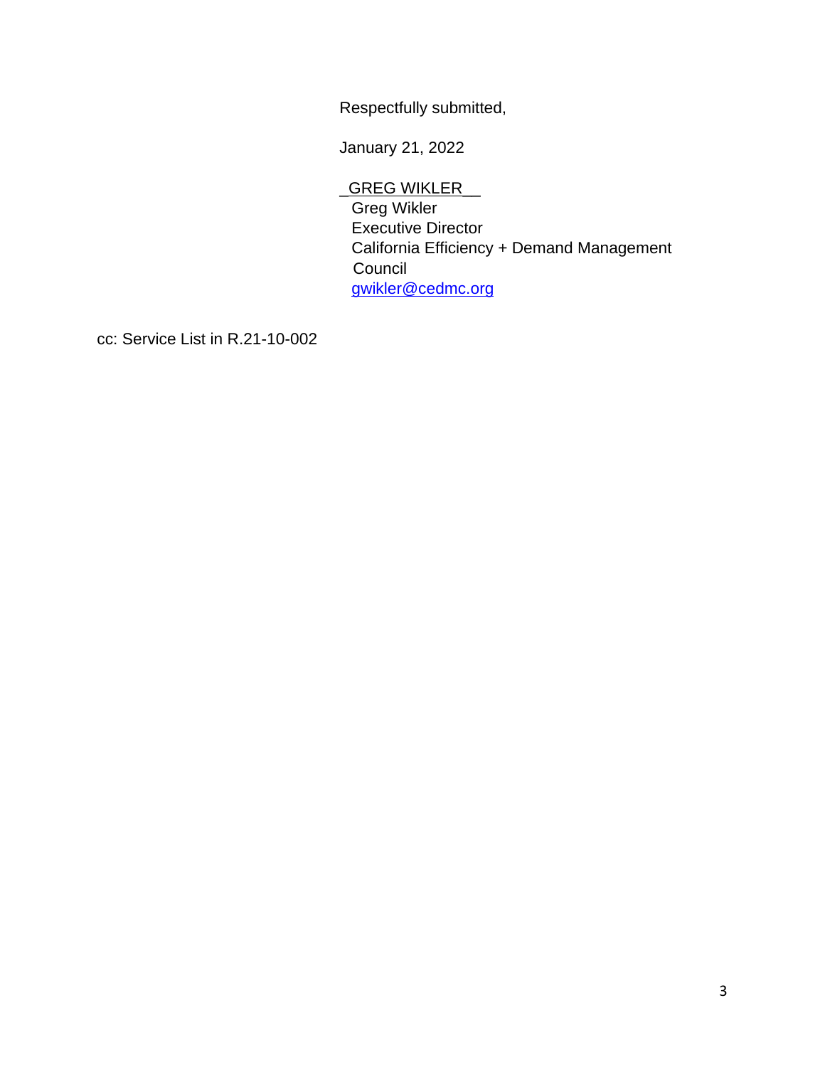Respectfully submitted,

January 21, 2022

_GREG WIKLER__
Greg Wikler
Executive Director
California Efficiency + Demand Management Council
gwikler@cedmc.org

cc: Service List in R.21-10-002